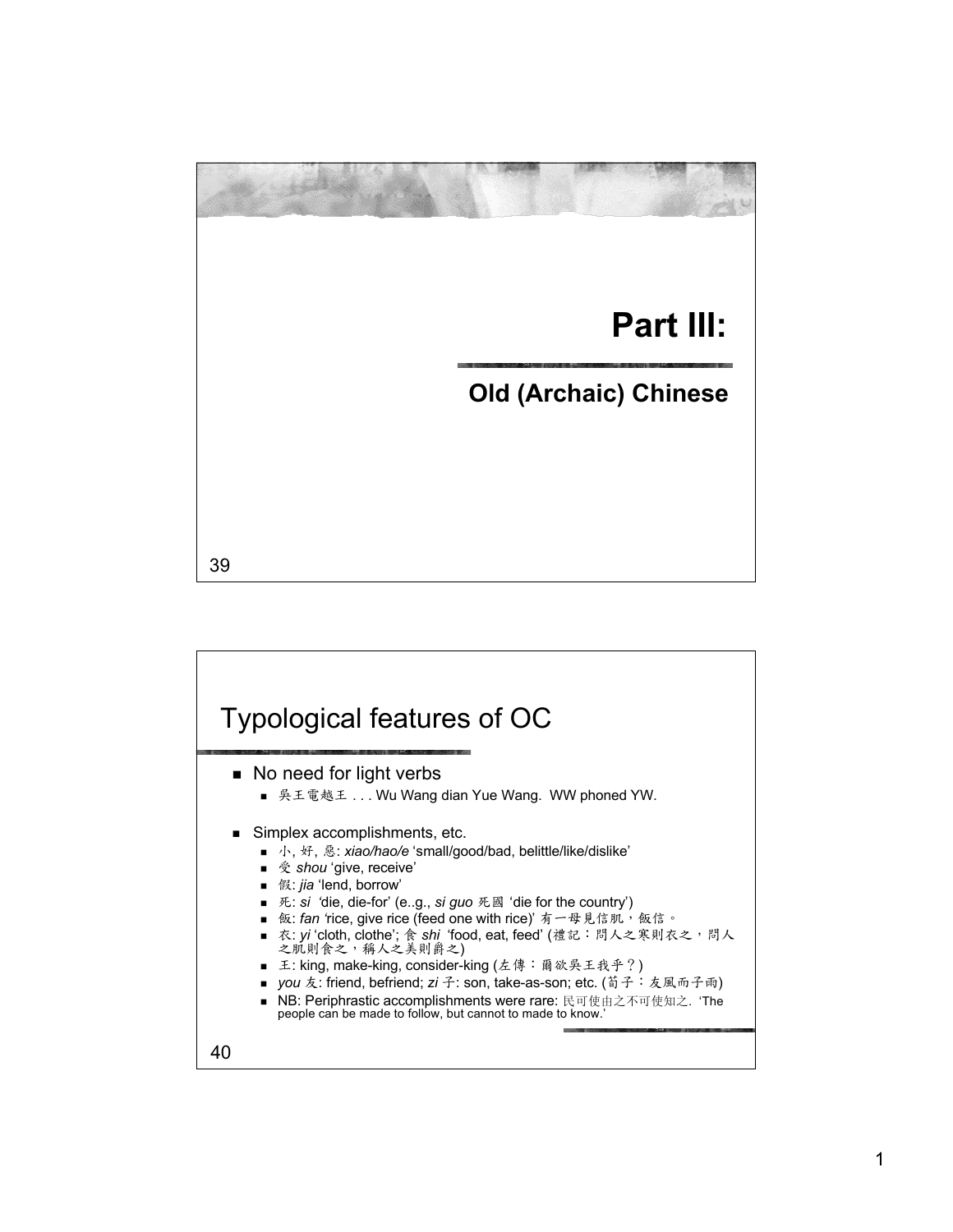# Part III:

## Old (Archaic) Chinese

## Typological features of OC

- No need for light verbs
  - 吳王電越王 . . . Wu Wang dian Yue Wang. WW phoned YW.
- Simplex accomplishments, etc.
  - 小, 好, 惡: *xiao/hao/e* 'small/good/bad, belittle/like/dislike'
  - 受 *shou* 'give, receive'
  - 假: *jia* 'lend, borrow'
  - 死: *si* 'die, die-for' (e..g., *si guo* 死國 'die for the country')
  - 飯: *fan* 'rice, give rice (feed one with rice)' 有一母見信飢，飯信。
  - 衣: *yi* 'cloth, clothe'; 食 *shi* 'food, eat, feed' (禮記：問人之寒則衣之，問人之肌則食之，稱人之美則爵之)
  - 王: king, make-king, consider-king (左傳：爾欲吳王我乎？)
  - *you* 友: friend, befriend; *zi* 子: son, take-as-son; etc. (荀子：友風而子雨)
  - NB: Periphrastic accomplishments were rare: 民可使由之不可使知之. 'The people can be made to follow, but cannot to made to know.'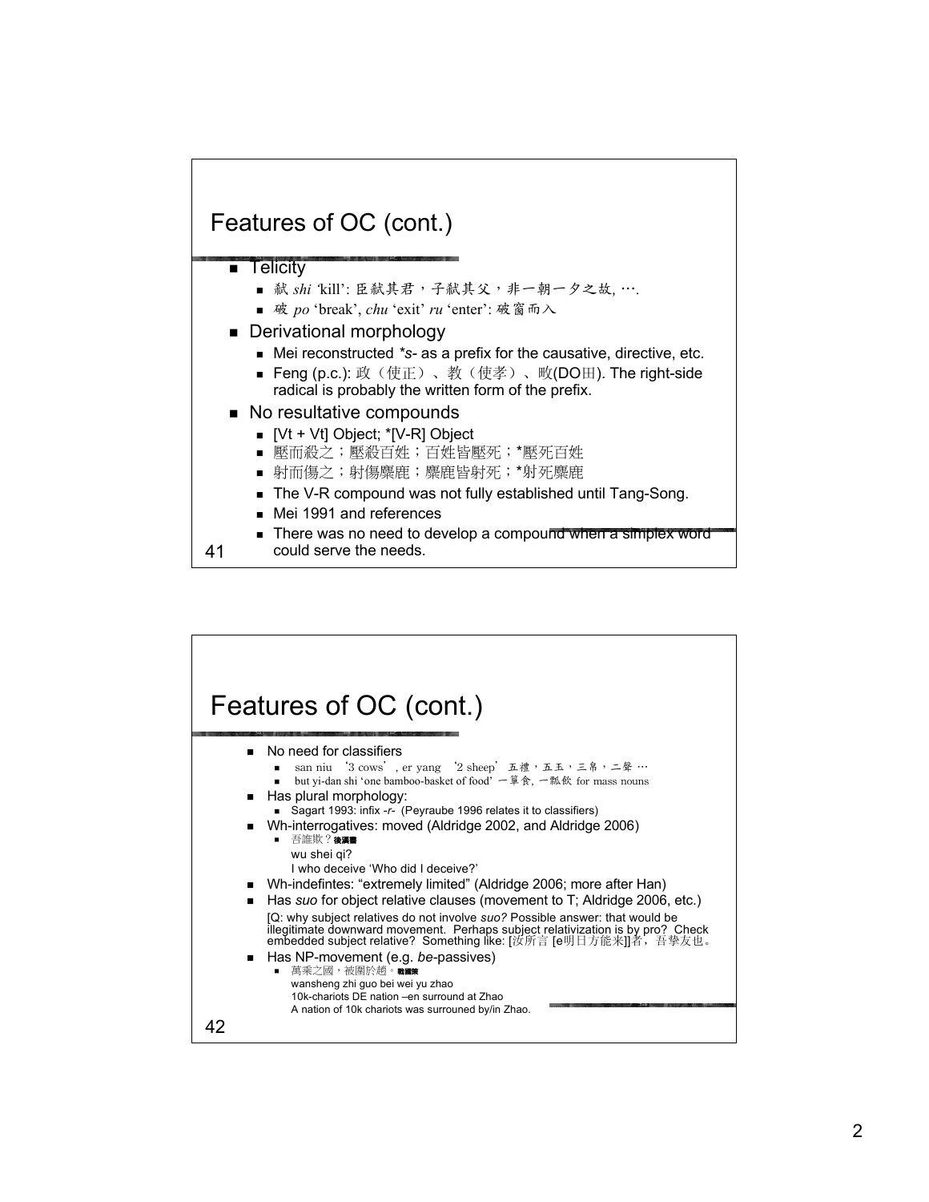## Features of OC (cont.)

- Telicity
  - 弒 *shi* 'kill': 臣弒其君，子弒其父，非一朝一夕之故, ….
  - 破 *po* 'break', *chu* 'exit' *ru* 'enter': 破窗而入
- Derivational morphology
  - Mei reconstructed *\*s-* as a prefix for the causative, directive, etc.
  - Feng (p.c.): 政（使正）、教（使孝）、畋(DO田). The right-side radical is probably the written form of the prefix.
- No resultative compounds
  - [Vt + Vt] Object; *[V-R] Object
  - 壓而殺之；壓殺百姓；百姓皆壓死；*壓死百姓
  - 射而傷之；射傷麋鹿；麋鹿皆射死；*射死麋鹿
  - The V-R compound was not fully established until Tang-Song.
  - Mei 1991 and references
  - There was no need to develop a compound when a simplex word could serve the needs.

## Features of OC (cont.)

- No need for classifiers
  - san niu '3 cows', er yang '2 sheep' 五禮，五玉，三帛，二牲 …
  - but yi-dan shi 'one bamboo-basket of food' 一簞食, 一瓢飲 for mass nouns
- Has plural morphology:
  - Sagart 1993: infix *-r-* (Peyraube 1996 relates it to classifiers)
- Wh-interrogatives: moved (Aldridge 2002, and Aldridge 2006)
  - 吾誰欺？後漢書  
    wu shei qi?  
    I who deceive 'Who did I deceive?'
- Wh-indefintes: "extremely limited" (Aldridge 2006; more after Han)
- Has *suo* for object relative clauses (movement to T; Aldridge 2006, etc.)

  [Q: why subject relatives do not involve *suo?* Possible answer: that would be illegitimate downward movement. Perhaps subject relativization is by pro? Check embedded subject relative? Something like: [汝所言 [e明日方能來]]者，吾摯友也。
- Has NP-movement (e.g. *be*-passives)
  - 萬乘之國，被圍於趙。戰國策  
    wansheng zhi guo bei wei yu zhao  
    10k-chariots DE nation –en surround at Zhao  
    A nation of 10k chariots was surrouned by/in Zhao.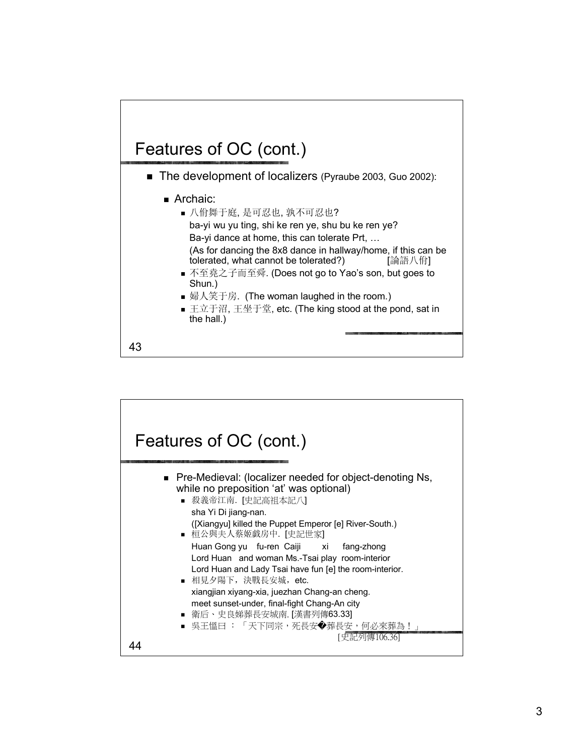## Features of OC (cont.)

- The development of localizers (Pyraube 2003, Guo 2002):
  - Archaic:
    - 八佾舞于庭, 是可忍也, 孰不可忍也?
      ba-yi wu yu ting, shi ke ren ye, shu bu ke ren ye?
      Ba-yi dance at home, this can tolerate Prt, …
      (As for dancing the 8x8 dance in hallway/home, if this can be tolerated, what cannot be tolerated?) [論語八佾]
    - 不至堯之子而至舜. (Does not go to Yao's son, but goes to Shun.)
    - 婦人笑于房. (The woman laughed in the room.)
    - 王立于沼, 王坐于堂, etc. (The king stood at the pond, sat in the hall.)

## Features of OC (cont.)

- Pre-Medieval: (localizer needed for object-denoting Ns, while no preposition 'at' was optional)
  - 殺義帝江南. [史記高祖本記八]
    sha Yi Di jiang-nan.
    ([Xiangyu] killed the Puppet Emperor [e] River-South.)
  - 桓公與夫人蔡姬戲房中. [史記世家]
    Huan Gong yu fu-ren Caiji xi fang-zhong
    Lord Huan and woman Ms.-Tsai play room-interior
    Lord Huan and Lady Tsai have fun [e] the room-interior.
  - 相見夕陽下，決戰長安城，etc.
    xiangjian xiyang-xia, juezhan Chang-an cheng.
    meet sunset-under, final-fight Chang-An city
  - 衛后、史良娣葬長安城南. [漢書列傳63.33]
  - 吳王慍曰：「天下同宗，死長安�葬長安，何必來葬為！」 [史記列傳106.36]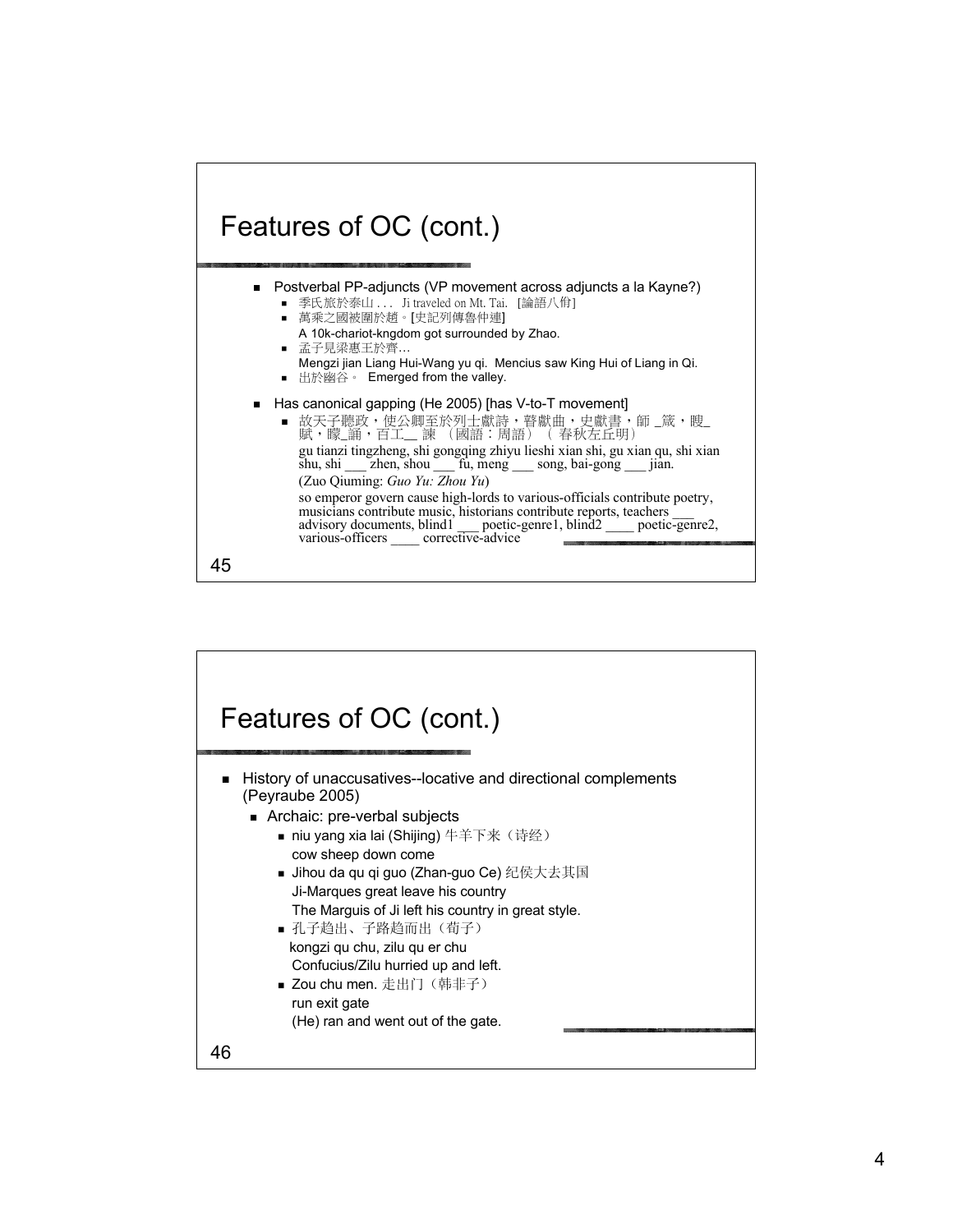# Features of OC (cont.)

- Postverbal PP-adjuncts (VP movement across adjuncts a la Kayne?)
  - 季氏旅於泰山 . . . Ji traveled on Mt. Tai. [論語八佾]
  - 萬乘之國被圍於趙。[史記列傳魯仲連]
    A 10k-chariot-kngdom got surrounded by Zhao.
  - 孟子見梁惠王於齊…
    Mengzi jian Liang Hui-Wang yu qi. Mencius saw King Hui of Liang in Qi.
  - 出於幽谷。 Emerged from the valley.
- Has canonical gapping (He 2005) [has V-to-T movement]
  - 故天子聽政，使公卿至於列士獻詩，瞽獻曲，史獻書，師 _箴，瞍_賦，矇_誦，百工__ 諫 （國語：周語）（ 春秋左丘明）
    gu tianzi tingzheng, shi gongqing zhiyu lieshi xian shi, gu xian qu, shi xian shu, shi ___ zhen, shou ___ fu, meng ___ song, bai-gong ___ jian.
    (Zuo Qiuming: *Guo Yu: Zhou Yu*)
    so emperor govern cause high-lords to various-officials contribute poetry, musicians contribute music, historians contribute reports, teachers ___ advisory documents, blind1 ___ poetic-genre1, blind2 ____ poetic-genre2, various-officers ____ corrective-advice

# Features of OC (cont.)

- History of unaccusatives--locative and directional complements (Peyraube 2005)
  - Archaic: pre-verbal subjects
    - niu yang xia lai (Shijing) 牛羊下来（诗经）
      cow sheep down come
    - Jihou da qu qi guo (Zhan-guo Ce) 纪侯大去其国
      Ji-Marques great leave his country
      The Marguis of Ji left his country in great style.
    - 孔子趋出、子路趋而出（荀子）
      kongzi qu chu, zilu qu er chu
      Confucius/Zilu hurried up and left.
    - Zou chu men. 走出门（韩非子）
      run exit gate
      (He) ran and went out of the gate.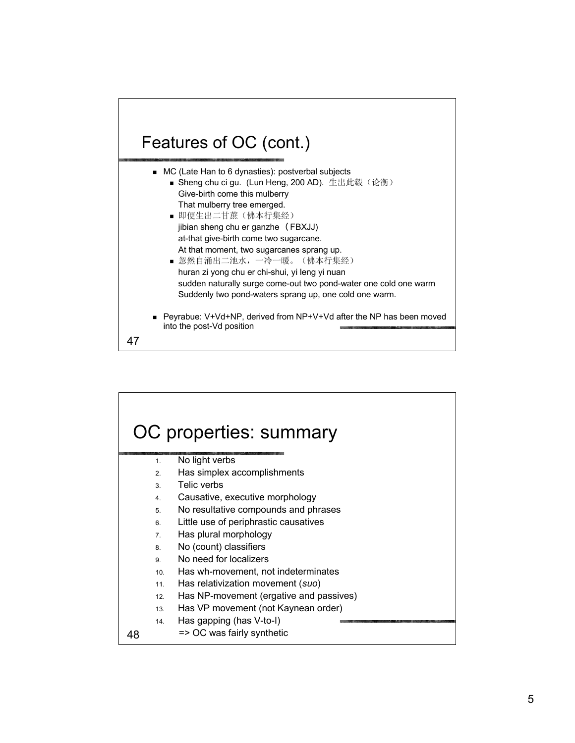## Features of OC (cont.)

- MC (Late Han to 6 dynasties): postverbal subjects
  - Sheng chu ci gu. (Lun Heng, 200 AD). 生出此穀（论衡）
    Give-birth come this mulberry
    That mulberry tree emerged.
  - 即便生出二甘蔗（佛本行集经）
    jibian sheng chu er ganzhe （FBXJJ)
    at-that give-birth come two sugarcane.
    At that moment, two sugarcanes sprang up.
  - 忽然自涌出二池水，一冷一暖。（佛本行集经）
    huran zi yong chu er chi-shui, yi leng yi nuan
    sudden naturally surge come-out two pond-water one cold one warm
    Suddenly two pond-waters sprang up, one cold one warm.
- Peyrabue: V+Vd+NP, derived from NP+V+Vd after the NP has been moved into the post-Vd position

## OC properties: summary

1. No light verbs
2. Has simplex accomplishments
3. Telic verbs
4. Causative, executive morphology
5. No resultative compounds and phrases
6. Little use of periphrastic causatives
7. Has plural morphology
8. No (count) classifiers
9. No need for localizers
10. Has wh-movement, not indeterminates
11. Has relativization movement (*suo*)
12. Has NP-movement (ergative and passives)
13. Has VP movement (not Kaynean order)
14. Has gapping (has V-to-I)

=> OC was fairly synthetic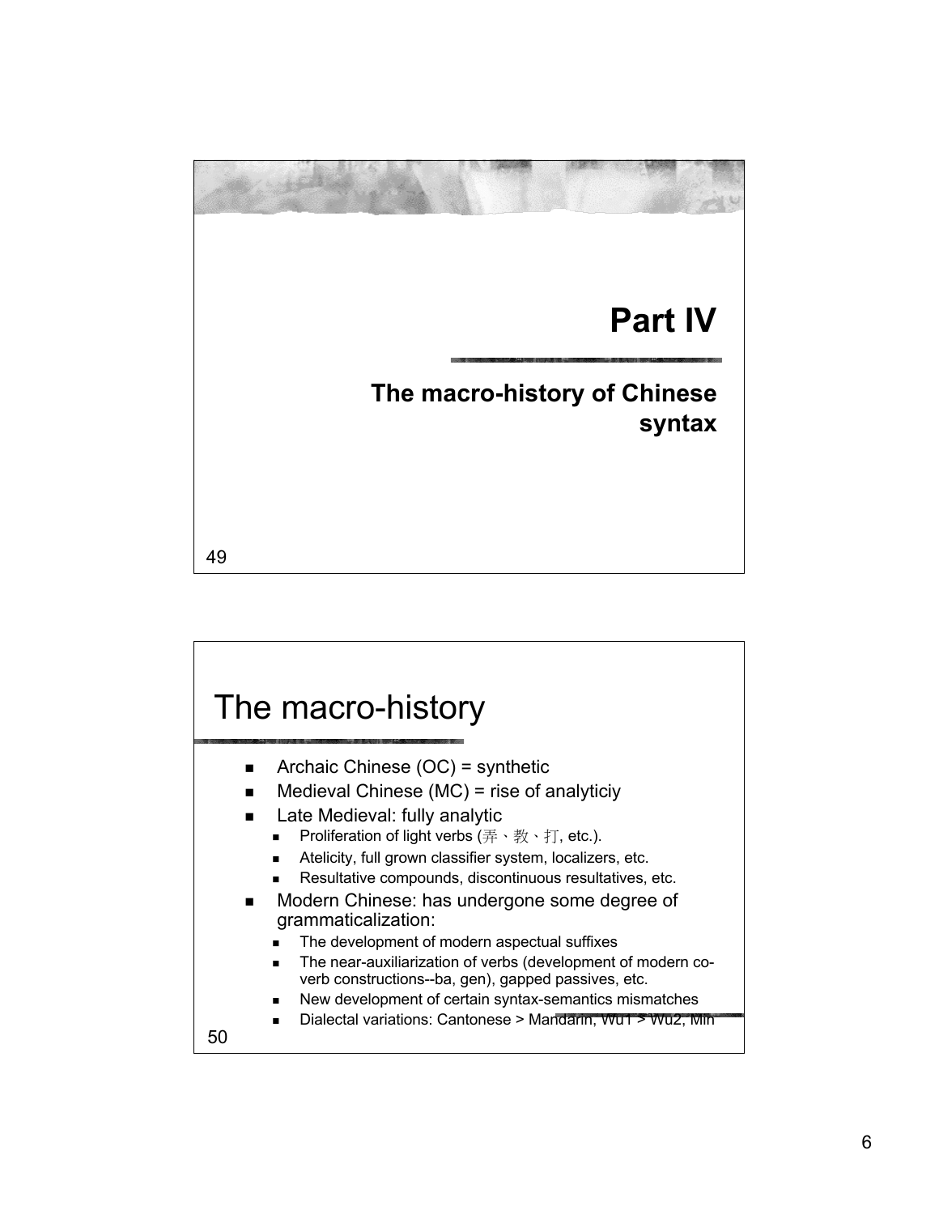# Part IV

## The macro-history of Chinese syntax

## The macro-history

- Archaic Chinese (OC) = synthetic
- Medieval Chinese (MC) = rise of analyticiy
- Late Medieval: fully analytic
  - Proliferation of light verbs (弄、教、打, etc.).
  - Atelicity, full grown classifier system, localizers, etc.
  - Resultative compounds, discontinuous resultatives, etc.
- Modern Chinese: has undergone some degree of grammaticalization:
  - The development of modern aspectual suffixes
  - The near-auxiliarization of verbs (development of modern co-verb constructions--ba, gen), gapped passives, etc.
  - New development of certain syntax-semantics mismatches
  - Dialectal variations: Cantonese > Mandarin, Wu1 > Wu2, Min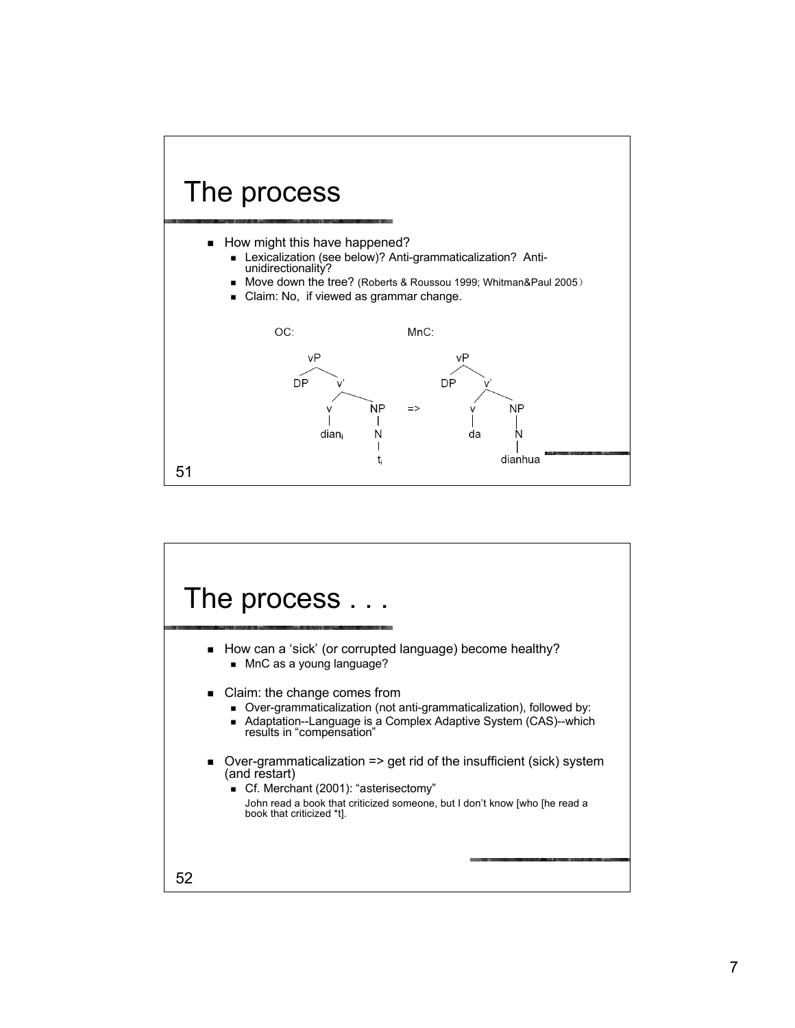# The process

- How might this have happened?
  - Lexicalization (see below)? Anti-grammaticalization? Anti-unidirectionality?
  - Move down the tree? (Roberts & Roussou 1999; Whitman&Paul 2005)
  - Claim: No, if viewed as grammar change.

OC:

```
        vP
       /  \
     DP    v'
          /  \
         v    NP
         |    |
       dian_i N
              |
              t_i
```

=>

MnC:

```
        vP
       /  \
     DP    v'
          /  \
         v    NP
         |    |
         da   N
              |
            dianhua
```

# The process . . .

- How can a 'sick' (or corrupted language) become healthy?
  - MnC as a young language?
- Claim: the change comes from
  - Over-grammaticalization (not anti-grammaticalization), followed by:
  - Adaptation--Language is a Complex Adaptive System (CAS)--which results in "compensation"
- Over-grammaticalization => get rid of the insufficient (sick) system (and restart)
  - Cf. Merchant (2001): "asterisectomy"

    John read a book that criticized someone, but I don't know [who [he read a book that criticized *t].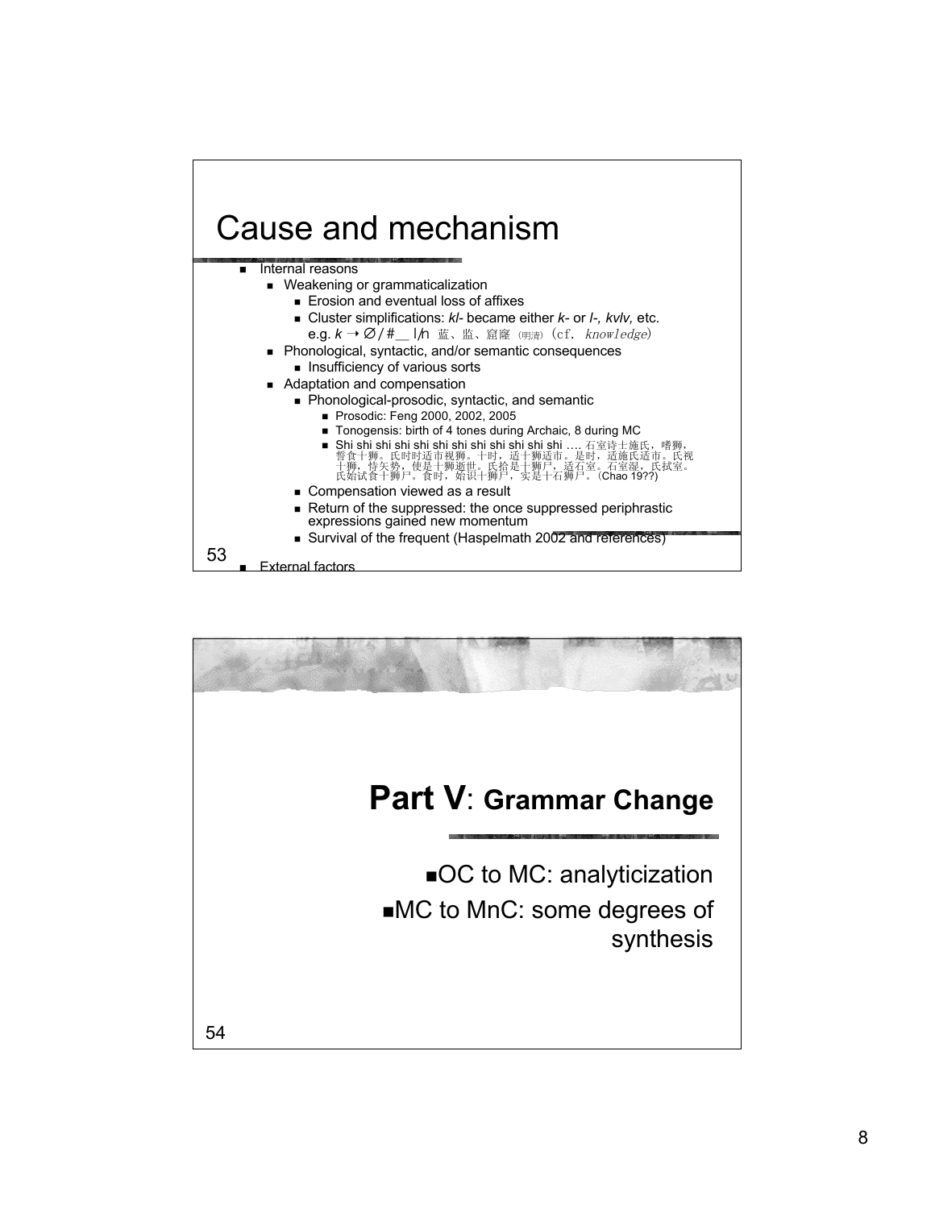## Cause and mechanism

- Internal reasons
  - Weakening or grammaticalization
    - Erosion and eventual loss of affixes
    - Cluster simplifications: *kl-* became either *k-* or *l-, kvlv,* etc. e.g. $k \rightarrow \varnothing$ / #\_\_ l/n 蓝、监、窟窿（明清）(cf. *knowledge*)
  - Phonological, syntactic, and/or semantic consequences
    - Insufficiency of various sorts
  - Adaptation and compensation
    - Phonological-prosodic, syntactic, and semantic
      - Prosodic: Feng 2000, 2002, 2005
      - Tonogensis: birth of 4 tones during Archaic, 8 during MC
      - Shi shi shi shi shi shi shi shi shi shi shi shi …. 石室诗士施氏，嗜狮，誓食十狮。氏时时适市视狮。十时，适十狮适市。是时，适施氏适市。氏视十狮，恃矢势，使是十狮逝世。氏拾是十狮尸，适石室。石室湿，氏拭室。氏始试食十狮尸。食时，始识十狮尸，实是十石狮尸。(Chao 19??)
    - Compensation viewed as a result
    - Return of the suppressed: the once suppressed periphrastic expressions gained new momentum
    - Survival of the frequent (Haspelmath 2002 and references)
- External factors

## Part V: Grammar Change

- OC to MC: analyticization
- MC to MnC: some degrees of synthesis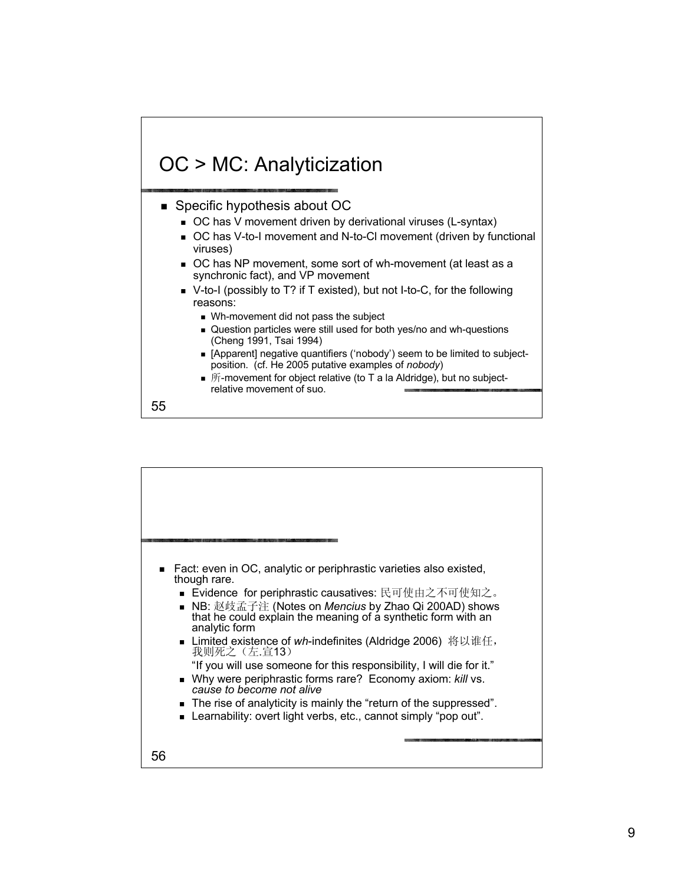## OC > MC: Analyticization

- Specific hypothesis about OC
  - OC has V movement driven by derivational viruses (L-syntax)
  - OC has V-to-I movement and N-to-Cl movement (driven by functional viruses)
  - OC has NP movement, some sort of wh-movement (at least as a synchronic fact), and VP movement
  - V-to-I (possibly to T? if T existed), but not I-to-C, for the following reasons:
    - Wh-movement did not pass the subject
    - Question particles were still used for both yes/no and wh-questions (Cheng 1991, Tsai 1994)
    - [Apparent] negative quantifiers ('nobody') seem to be limited to subject-position. (cf. He 2005 putative examples of *nobody*)
    - 所-movement for object relative (to T a la Aldridge), but no subject-relative movement of suo.

---

- Fact: even in OC, analytic or periphrastic varieties also existed, though rare.
  - Evidence for periphrastic causatives: 民可使由之不可使知之。
  - NB: 赵歧孟子注 (Notes on *Mencius* by Zhao Qi 200AD) shows that he could explain the meaning of a synthetic form with an analytic form
  - Limited existence of *wh*-indefinites (Aldridge 2006) 将以谁任，我则死之（左.宣13）
    "If you will use someone for this responsibility, I will die for it."
  - Why were periphrastic forms rare? Economy axiom: *kill* vs. *cause to become not alive*
  - The rise of analyticity is mainly the "return of the suppressed".
  - Learnability: overt light verbs, etc., cannot simply "pop out".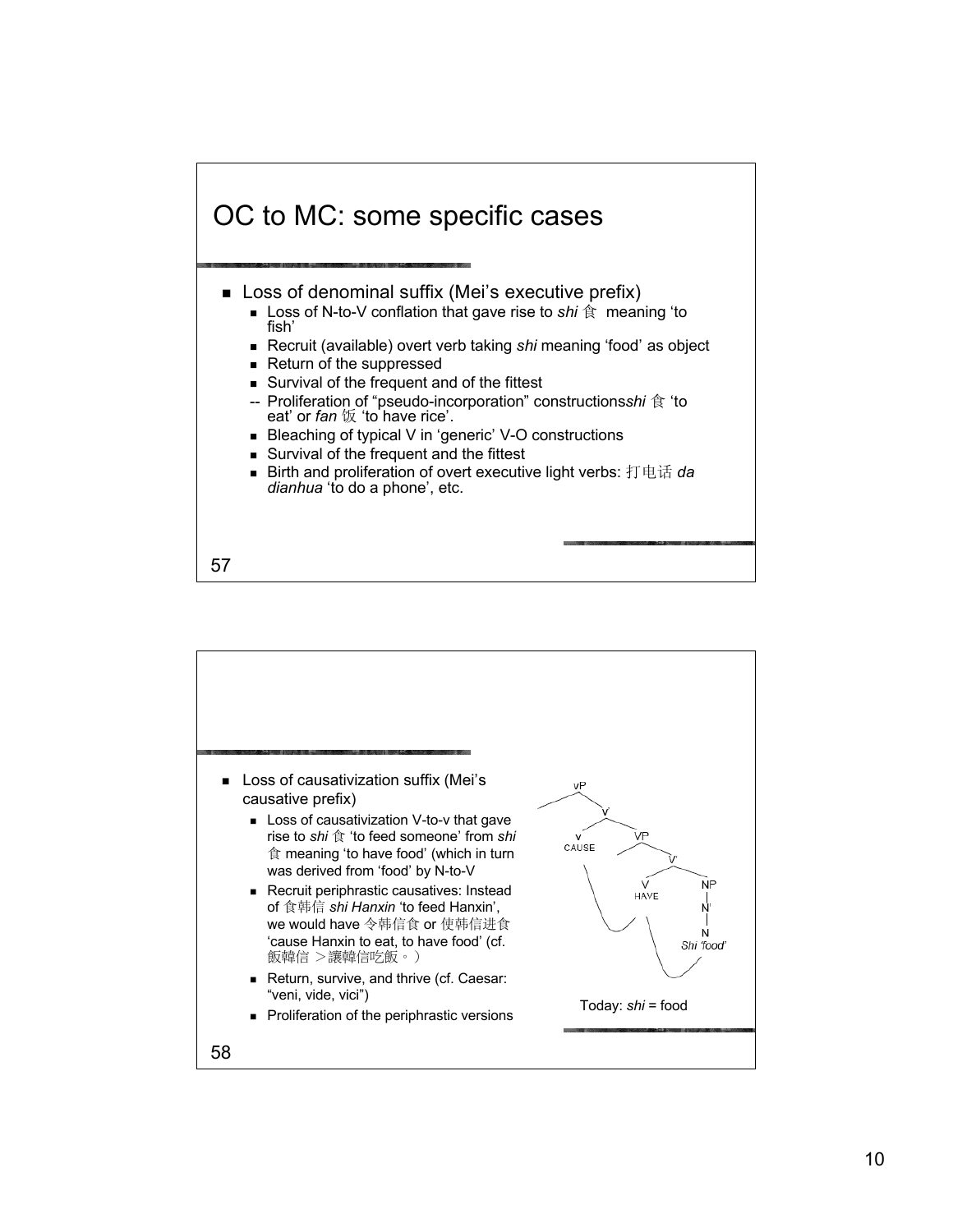# OC to MC: some specific cases

- Loss of denominal suffix (Mei's executive prefix)
  - Loss of N-to-V conflation that gave rise to *shi* 食 meaning 'to fish'
  - Recruit (available) overt verb taking *shi* meaning 'food' as object
  - Return of the suppressed
  - Survival of the frequent and of the fittest
  - -- Proliferation of "pseudo-incorporation" constructions*shi* 食 'to eat' or *fan* 饭 'to have rice'.
  - Bleaching of typical V in 'generic' V-O constructions
  - Survival of the frequent and the fittest
  - Birth and proliferation of overt executive light verbs: 打电话 *da dianhua* 'to do a phone', etc.

---

- Loss of causativization suffix (Mei's causative prefix)
  - Loss of causativization V-to-v that gave rise to *shi* 食 'to feed someone' from *shi* 食 meaning 'to have food' (which in turn was derived from 'food' by N-to-V
  - Recruit periphrastic causatives: Instead of 食韩信 *shi Hanxin* 'to feed Hanxin', we would have 令韩信食 or 使韩信进食 'cause Hanxin to eat, to have food' (cf. 飯韓信 ＞讓韓信吃飯。）
  - Return, survive, and thrive (cf. Caesar: "veni, vide, vici")
  - Proliferation of the periphrastic versions

[vP [v CAUSE] [VP [V HAVE] [NP [N' [N *Shi* 'food']]]]]

Today: *shi* = food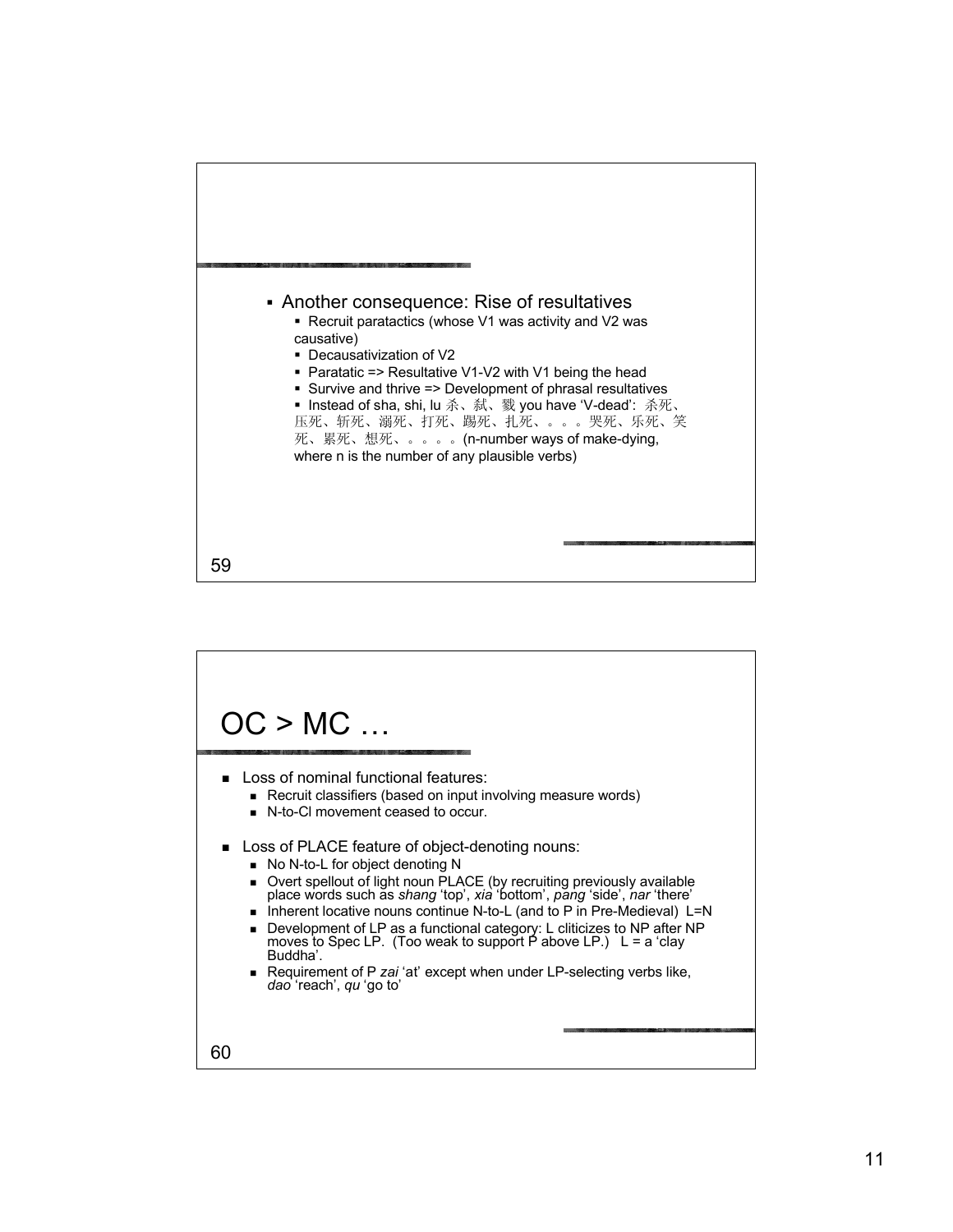- Another consequence: Rise of resultatives
  - Recruit paratactics (whose V1 was activity and V2 was causative)
  - Decausativization of V2
  - Paratatic => Resultative V1-V2 with V1 being the head
  - Survive and thrive => Development of phrasal resultatives
  - Instead of sha, shi, lu 杀、弑、戮 you have 'V-dead': 杀死、压死、斩死、溺死、打死、踢死、扎死、。。。哭死、乐死、笑死、累死、想死、。。。。(n-number ways of make-dying, where n is the number of any plausible verbs)

# OC > MC …

- Loss of nominal functional features:
  - Recruit classifiers (based on input involving measure words)
  - N-to-Cl movement ceased to occur.
- Loss of PLACE feature of object-denoting nouns:
  - No N-to-L for object denoting N
  - Overt spellout of light noun PLACE (by recruiting previously available place words such as *shang* 'top', *xia* 'bottom', *pang* 'side', *nar* 'there'
  - Inherent locative nouns continue N-to-L (and to P in Pre-Medieval) L=N
  - Development of LP as a functional category: L cliticizes to NP after NP moves to Spec LP. (Too weak to support P above LP.) L = a 'clay Buddha'.
  - Requirement of P *zai* 'at' except when under LP-selecting verbs like, *dao* 'reach', *qu* 'go to'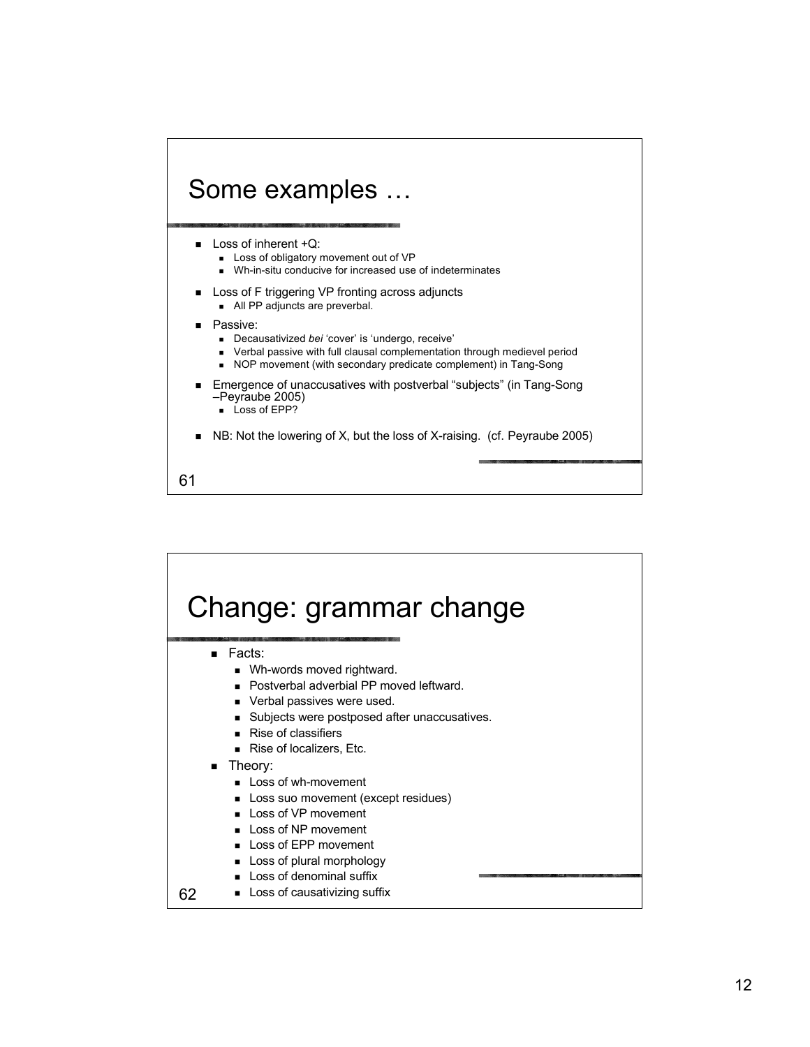## Some examples …

- Loss of inherent +Q:
  - Loss of obligatory movement out of VP
  - Wh-in-situ conducive for increased use of indeterminates
- Loss of F triggering VP fronting across adjuncts
  - All PP adjuncts are preverbal.
- Passive:
  - Decausativized *bei* 'cover' is 'undergo, receive'
  - Verbal passive with full clausal complementation through medievel period
  - NOP movement (with secondary predicate complement) in Tang-Song
- Emergence of unaccusatives with postverbal "subjects" (in Tang-Song –Peyraube 2005)
  - Loss of EPP?
- NB: Not the lowering of X, but the loss of X-raising. (cf. Peyraube 2005)

## Change: grammar change

- Facts:
  - Wh-words moved rightward.
  - Postverbal adverbial PP moved leftward.
  - Verbal passives were used.
  - Subjects were postposed after unaccusatives.
  - Rise of classifiers
  - Rise of localizers, Etc.
- Theory:
  - Loss of wh-movement
  - Loss suo movement (except residues)
  - Loss of VP movement
  - Loss of NP movement
  - Loss of EPP movement
  - Loss of plural morphology
  - Loss of denominal suffix
  - Loss of causativizing suffix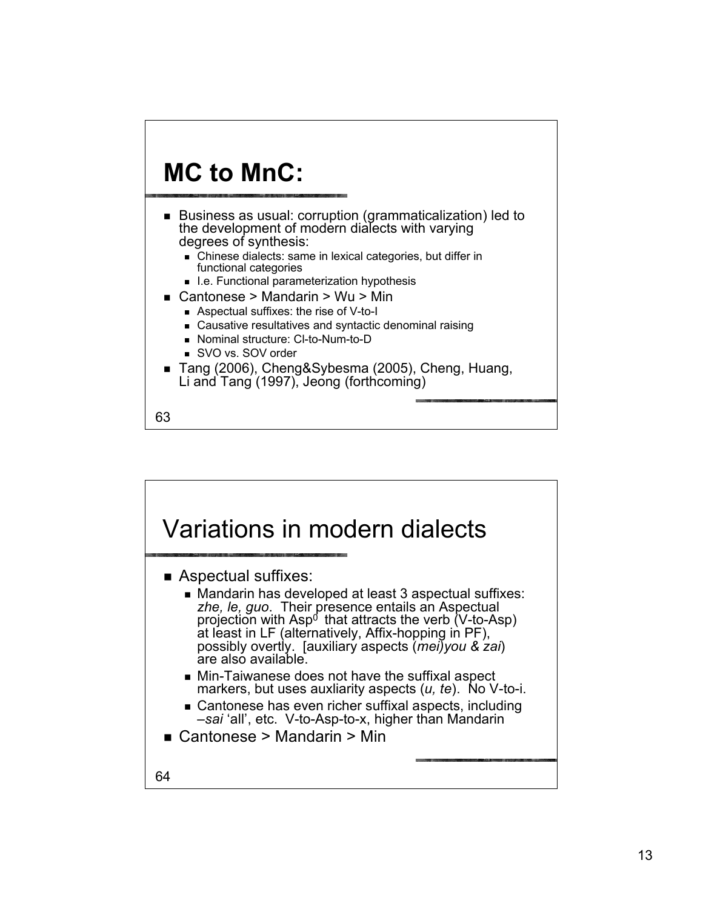## MC to MnC:

- Business as usual: corruption (grammaticalization) led to the development of modern dialects with varying degrees of synthesis:
  - Chinese dialects: same in lexical categories, but differ in functional categories
  - I.e. Functional parameterization hypothesis
- Cantonese > Mandarin > Wu > Min
  - Aspectual suffixes: the rise of V-to-I
  - Causative resultatives and syntactic denominal raising
  - Nominal structure: Cl-to-Num-to-D
  - SVO vs. SOV order
- Tang (2006), Cheng&Sybesma (2005), Cheng, Huang, Li and Tang (1997), Jeong (forthcoming)

## Variations in modern dialects

- Aspectual suffixes:
  - Mandarin has developed at least 3 aspectual suffixes: *zhe, le, guo*. Their presence entails an Aspectual projection with $Asp^0$ that attracts the verb (V-to-Asp) at least in LF (alternatively, Affix-hopping in PF), possibly overtly. [auxiliary aspects (*mei)you* & *zai*) are also available.
  - Min-Taiwanese does not have the suffixal aspect markers, but uses auxliarity aspects (*u, te*). No V-to-i.
  - Cantonese has even richer suffixal aspects, including –*sai* 'all', etc. V-to-Asp-to-x, higher than Mandarin
- Cantonese > Mandarin > Min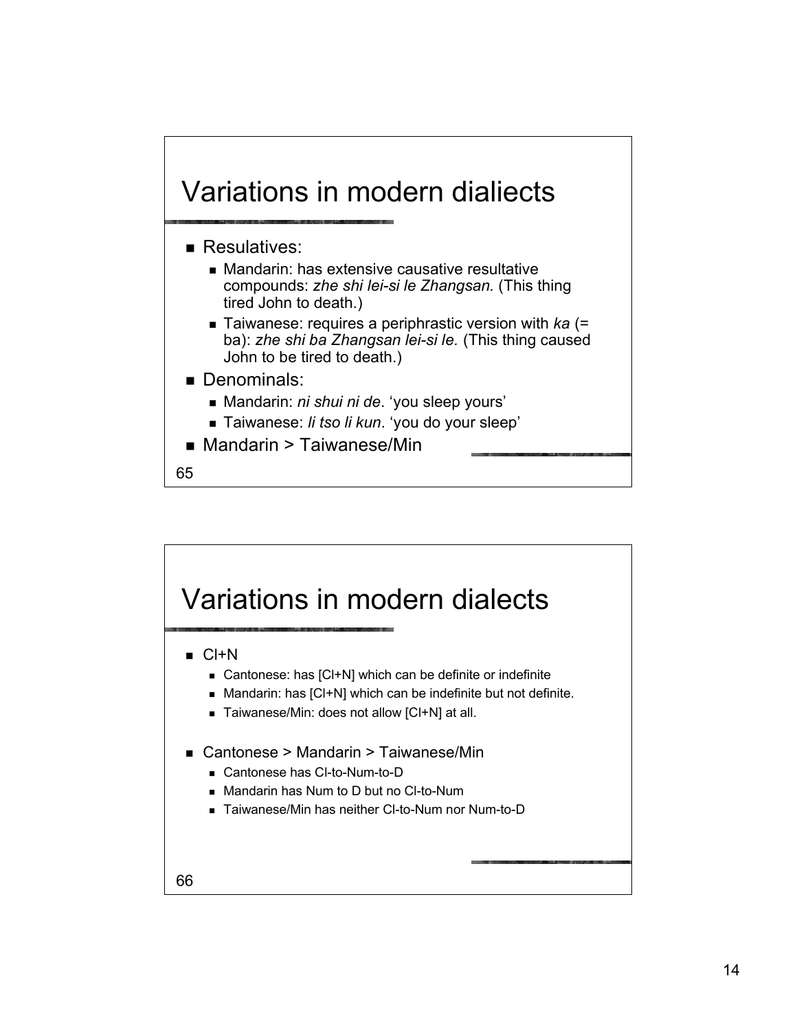## Variations in modern dialiects

- Resulatives:
  - Mandarin: has extensive causative resultative compounds: *zhe shi lei-si le Zhangsan.* (This thing tired John to death.)
  - Taiwanese: requires a periphrastic version with *ka* (= ba): *zhe shi ba Zhangsan lei-si le.* (This thing caused John to be tired to death.)
- Denominals:
  - Mandarin: *ni shui ni de*. 'you sleep yours'
  - Taiwanese: *li tso li kun*. 'you do your sleep'
- Mandarin > Taiwanese/Min

65

## Variations in modern dialects

- Cl+N
  - Cantonese: has [Cl+N] which can be definite or indefinite
  - Mandarin: has [Cl+N] which can be indefinite but not definite.
  - Taiwanese/Min: does not allow [Cl+N] at all.
- Cantonese > Mandarin > Taiwanese/Min
  - Cantonese has Cl-to-Num-to-D
  - Mandarin has Num to D but no Cl-to-Num
  - Taiwanese/Min has neither Cl-to-Num nor Num-to-D

66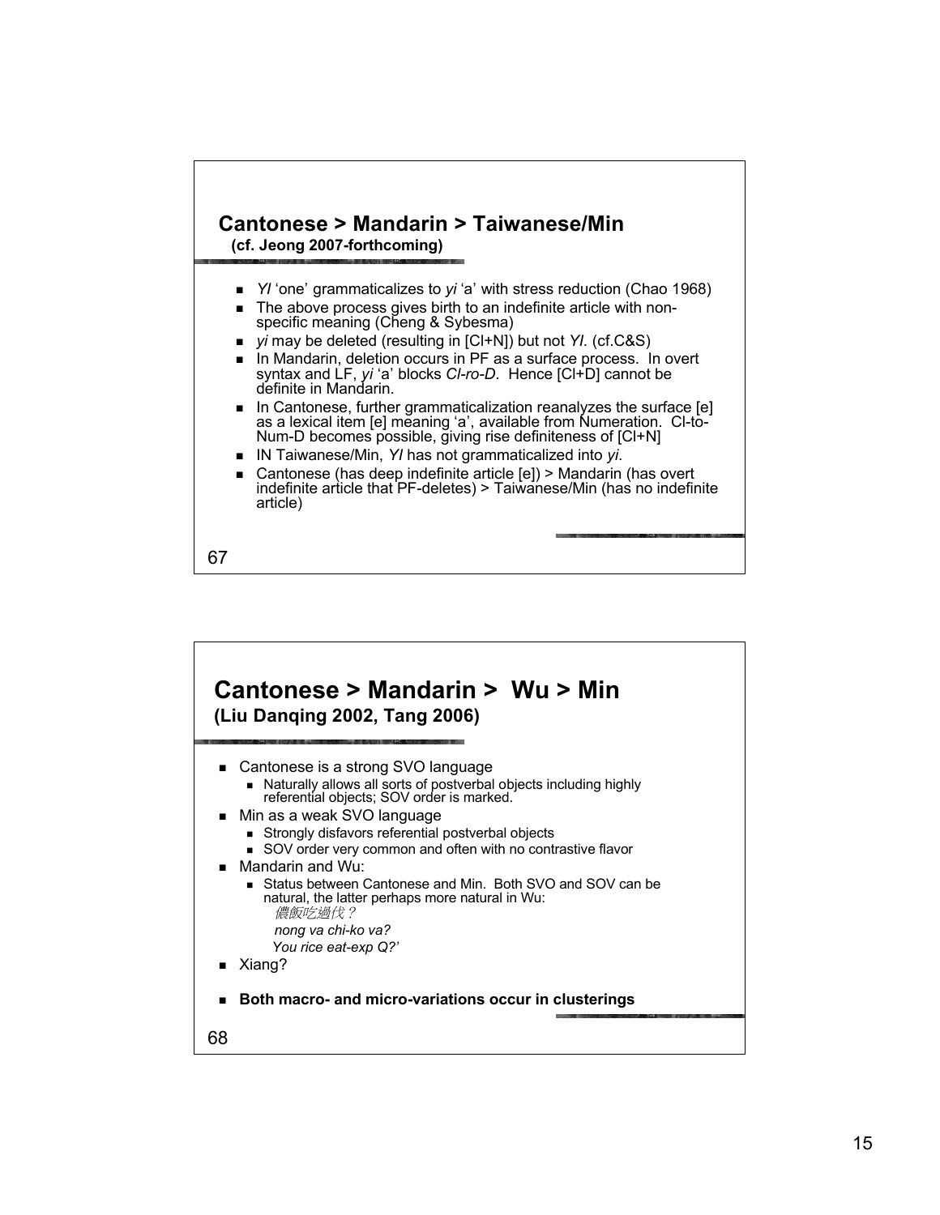## Cantonese > Mandarin > Taiwanese/Min
**(cf. Jeong 2007-forthcoming)**

- *YI* 'one' grammaticalizes to *yi* 'a' with stress reduction (Chao 1968)
- The above process gives birth to an indefinite article with non-specific meaning (Cheng & Sybesma)
- *yi* may be deleted (resulting in [Cl+N]) but not *YI*. (cf.C&S)
- In Mandarin, deletion occurs in PF as a surface process. In overt syntax and LF, *yi* 'a' blocks *Cl-ro-D*. Hence [Cl+D] cannot be definite in Mandarin.
- In Cantonese, further grammaticalization reanalyzes the surface [e] as a lexical item [e] meaning 'a', available from Numeration. Cl-to-Num-D becomes possible, giving rise definiteness of [Cl+N]
- IN Taiwanese/Min, *YI* has not grammaticalized into *yi*.
- Cantonese (has deep indefinite article [e]) > Mandarin (has overt indefinite article that PF-deletes) > Taiwanese/Min (has no indefinite article)

## Cantonese > Mandarin > Wu > Min
**(Liu Danqing 2002, Tang 2006)**

- Cantonese is a strong SVO language
  - Naturally allows all sorts of postverbal objects including highly referential objects; SOV order is marked.
- Min as a weak SVO language
  - Strongly disfavors referential postverbal objects
  - SOV order very common and often with no contrastive flavor
- Mandarin and Wu:
  - Status between Cantonese and Min. Both SVO and SOV can be natural, the latter perhaps more natural in Wu:

    *儂飯吃過伐？*

    *nong va chi-ko va?*

    *You rice eat-exp Q?'*
- Xiang?
- **Both macro- and micro-variations occur in clusterings**